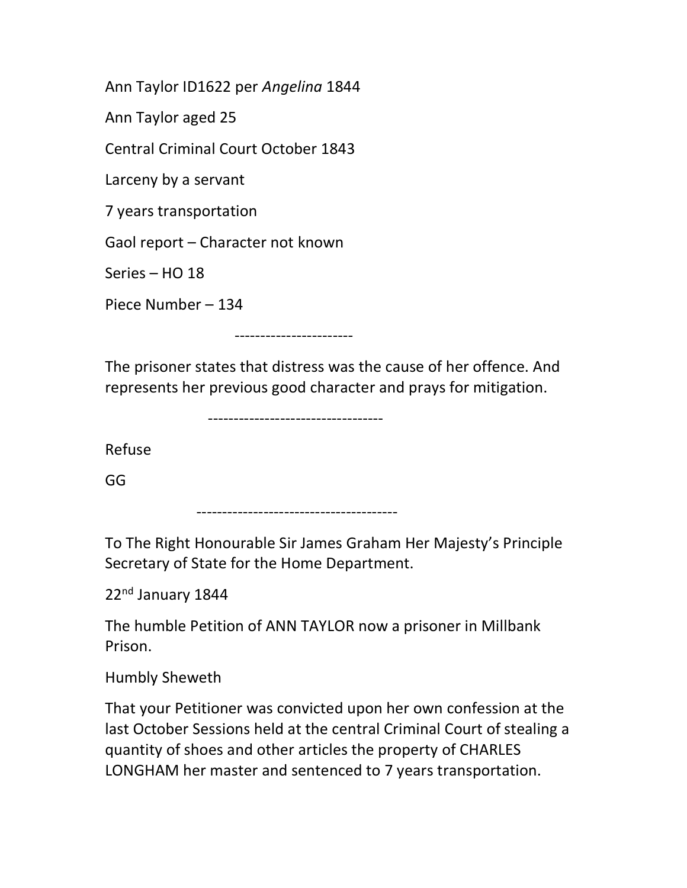Ann Taylor ID1622 per *Angelina* 1844

Ann Taylor aged 25

Central Criminal Court October 1843

Larceny by a servant

7 years transportation

Gaol report – Character not known

Series – HO 18

Piece Number – 134

-----------------------

The prisoner states that distress was the cause of her offence. And represents her previous good character and prays for mitigation.

----------------------------------

Refuse

GG

--------------------------------------

To The Right Honourable Sir James Graham Her Majesty's Principle Secretary of State for the Home Department.

22nd January 1844

The humble Petition of ANN TAYLOR now a prisoner in Millbank Prison.

Humbly Sheweth

That your Petitioner was convicted upon her own confession at the last October Sessions held at the central Criminal Court of stealing a quantity of shoes and other articles the property of CHARLES LONGHAM her master and sentenced to 7 years transportation.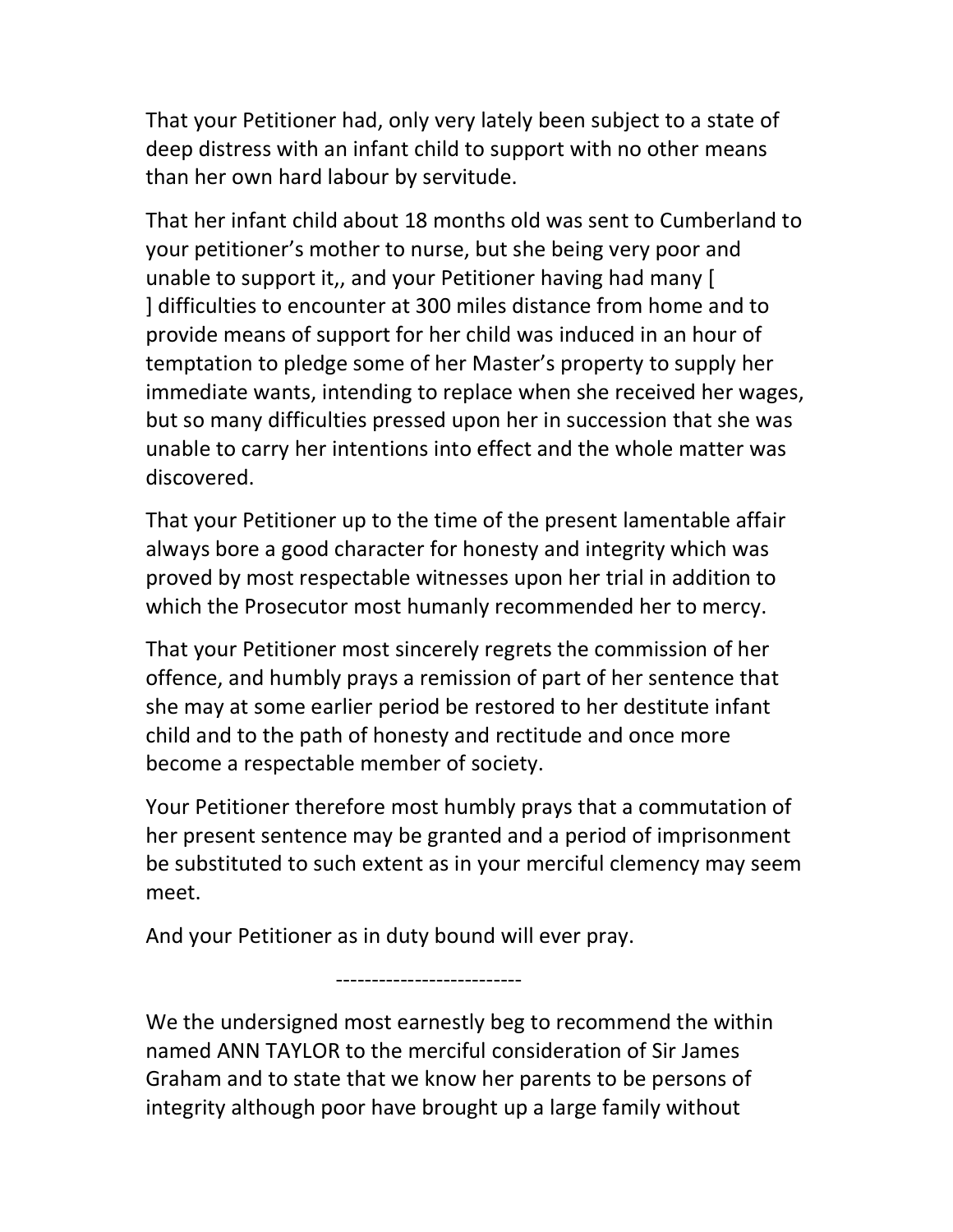That your Petitioner had, only very lately been subject to a state of deep distress with an infant child to support with no other means than her own hard labour by servitude.

That her infant child about 18 months old was sent to Cumberland to your petitioner's mother to nurse, but she being very poor and unable to support it,, and your Petitioner having had many [ ] difficulties to encounter at 300 miles distance from home and to provide means of support for her child was induced in an hour of temptation to pledge some of her Master's property to supply her immediate wants, intending to replace when she received her wages, but so many difficulties pressed upon her in succession that she was unable to carry her intentions into effect and the whole matter was discovered.

That your Petitioner up to the time of the present lamentable affair always bore a good character for honesty and integrity which was proved by most respectable witnesses upon her trial in addition to which the Prosecutor most humanly recommended her to mercy.

That your Petitioner most sincerely regrets the commission of her offence, and humbly prays a remission of part of her sentence that she may at some earlier period be restored to her destitute infant child and to the path of honesty and rectitude and once more become a respectable member of society.

Your Petitioner therefore most humbly prays that a commutation of her present sentence may be granted and a period of imprisonment be substituted to such extent as in your merciful clemency may seem meet.

And your Petitioner as in duty bound will ever pray.

--------------------------

We the undersigned most earnestly beg to recommend the within named ANN TAYLOR to the merciful consideration of Sir James Graham and to state that we know her parents to be persons of integrity although poor have brought up a large family without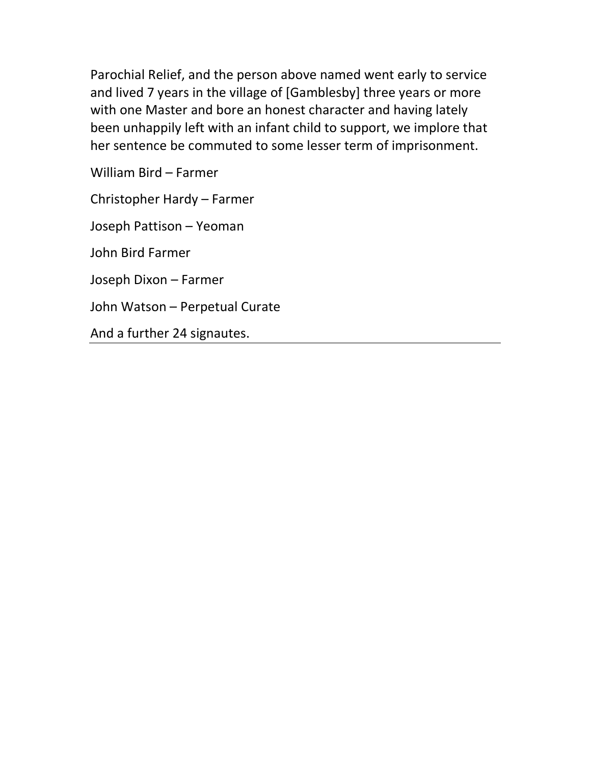Parochial Relief, and the person above named went early to service and lived 7 years in the village of [Gamblesby] three years or more with one Master and bore an honest character and having lately been unhappily left with an infant child to support, we implore that her sentence be commuted to some lesser term of imprisonment.

William Bird – Farmer

Christopher Hardy – Farmer

Joseph Pattison – Yeoman

John Bird Farmer

Joseph Dixon – Farmer

John Watson – Perpetual Curate

And a further 24 signautes.

---